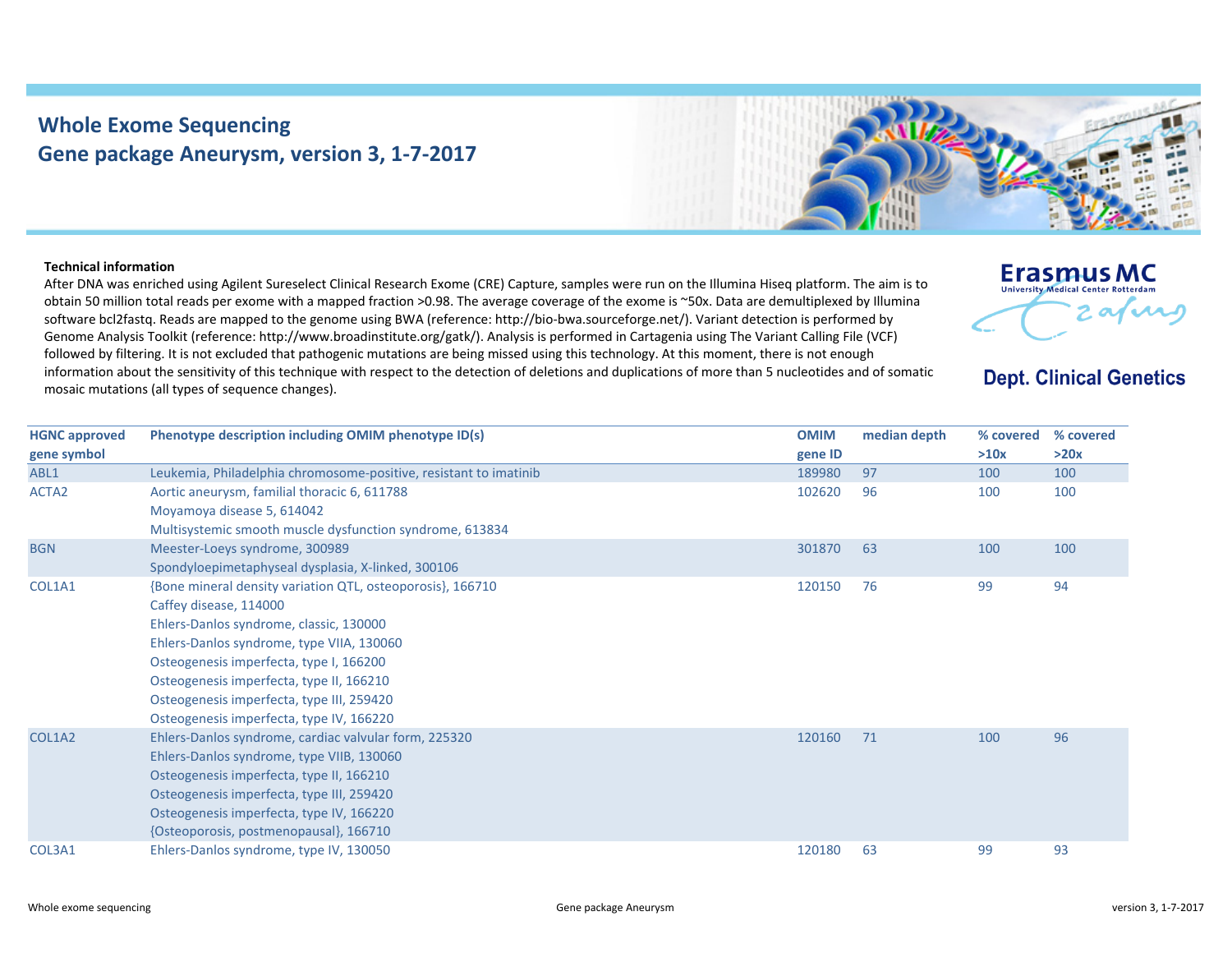# Whole Exome Sequencing
# Gene package Aneurysm, version 3, 1-7-2017

Erasmus MC
University Medical Center Rotterdam

Dept. Clinical Genetics

**Technical information**

After DNA was enriched using Agilent Sureselect Clinical Research Exome (CRE) Capture, samples were run on the Illumina Hiseq platform. The aim is to obtain 50 million total reads per exome with a mapped fraction >0.98. The average coverage of the exome is ~50x. Data are demultiplexed by Illumina software bcl2fastq. Reads are mapped to the genome using BWA (reference: http://bio-bwa.sourceforge.net/). Variant detection is performed by Genome Analysis Toolkit (reference: http://www.broadinstitute.org/gatk/). Analysis is performed in Cartagenia using The Variant Calling File (VCF) followed by filtering. It is not excluded that pathogenic mutations are being missed using this technology. At this moment, there is not enough information about the sensitivity of this technique with respect to the detection of deletions and duplications of more than 5 nucleotides and of somatic mosaic mutations (all types of sequence changes).

| HGNC approved gene symbol | Phenotype description including OMIM phenotype ID(s) | OMIM gene ID | median depth | % covered >10x | % covered >20x |
|---|---|---|---|---|---|
| ABL1 | Leukemia, Philadelphia chromosome-positive, resistant to imatinib | 189980 | 97 | 100 | 100 |
| ACTA2 | Aortic aneurysm, familial thoracic 6, 611788<br>Moyamoya disease 5, 614042<br>Multisystemic smooth muscle dysfunction syndrome, 613834 | 102620 | 96 | 100 | 100 |
| BGN | Meester-Loeys syndrome, 300989<br>Spondyloepimetaphyseal dysplasia, X-linked, 300106 | 301870 | 63 | 100 | 100 |
| COL1A1 | {Bone mineral density variation QTL, osteoporosis}, 166710<br>Caffey disease, 114000<br>Ehlers-Danlos syndrome, classic, 130000<br>Ehlers-Danlos syndrome, type VIIA, 130060<br>Osteogenesis imperfecta, type I, 166200<br>Osteogenesis imperfecta, type II, 166210<br>Osteogenesis imperfecta, type III, 259420<br>Osteogenesis imperfecta, type IV, 166220 | 120150 | 76 | 99 | 94 |
| COL1A2 | Ehlers-Danlos syndrome, cardiac valvular form, 225320<br>Ehlers-Danlos syndrome, type VIIB, 130060<br>Osteogenesis imperfecta, type II, 166210<br>Osteogenesis imperfecta, type III, 259420<br>Osteogenesis imperfecta, type IV, 166220<br>{Osteoporosis, postmenopausal}, 166710 | 120160 | 71 | 100 | 96 |
| COL3A1 | Ehlers-Danlos syndrome, type IV, 130050 | 120180 | 63 | 99 | 93 |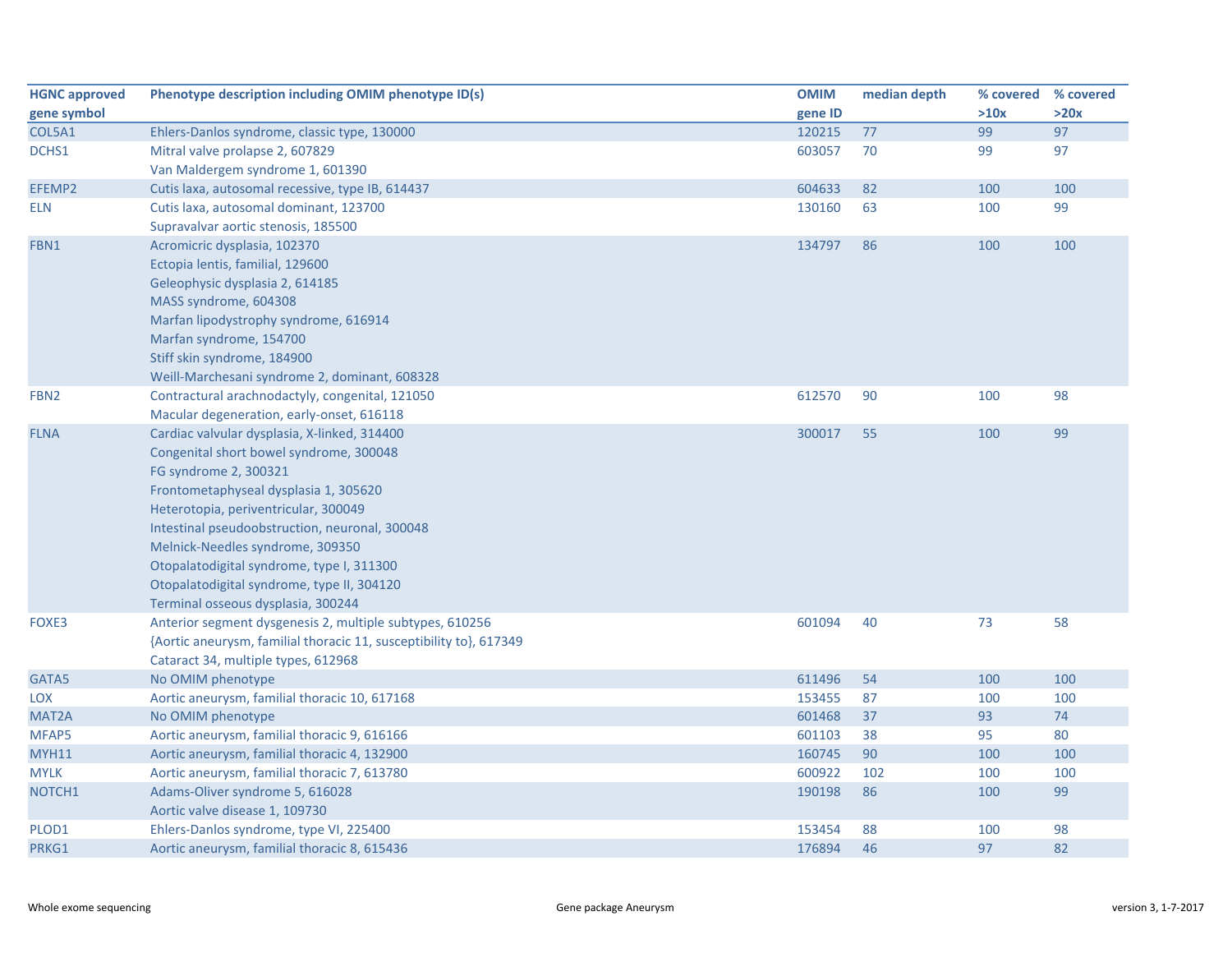| HGNC approved gene symbol | Phenotype description including OMIM phenotype ID(s) | OMIM gene ID | median depth | % covered >10x | % covered >20x |
|---|---|---|---|---|---|
| COL5A1 | Ehlers-Danlos syndrome, classic type, 130000 | 120215 | 77 | 99 | 97 |
| DCHS1 | Mitral valve prolapse 2, 607829<br>Van Maldergem syndrome 1, 601390 | 603057 | 70 | 99 | 97 |
| EFEMP2 | Cutis laxa, autosomal recessive, type IB, 614437 | 604633 | 82 | 100 | 100 |
| ELN | Cutis laxa, autosomal dominant, 123700<br>Supravalvar aortic stenosis, 185500 | 130160 | 63 | 100 | 99 |
| FBN1 | Acromicric dysplasia, 102370<br>Ectopia lentis, familial, 129600<br>Geleophysic dysplasia 2, 614185<br>MASS syndrome, 604308<br>Marfan lipodystrophy syndrome, 616914<br>Marfan syndrome, 154700<br>Stiff skin syndrome, 184900<br>Weill-Marchesani syndrome 2, dominant, 608328 | 134797 | 86 | 100 | 100 |
| FBN2 | Contractural arachnodactyly, congenital, 121050<br>Macular degeneration, early-onset, 616118 | 612570 | 90 | 100 | 98 |
| FLNA | Cardiac valvular dysplasia, X-linked, 314400<br>Congenital short bowel syndrome, 300048<br>FG syndrome 2, 300321<br>Frontometaphyseal dysplasia 1, 305620<br>Heterotopia, periventricular, 300049<br>Intestinal pseudoobstruction, neuronal, 300048<br>Melnick-Needles syndrome, 309350<br>Otopalatodigital syndrome, type I, 311300<br>Otopalatodigital syndrome, type II, 304120<br>Terminal osseous dysplasia, 300244 | 300017 | 55 | 100 | 99 |
| FOXE3 | Anterior segment dysgenesis 2, multiple subtypes, 610256<br>{Aortic aneurysm, familial thoracic 11, susceptibility to}, 617349<br>Cataract 34, multiple types, 612968 | 601094 | 40 | 73 | 58 |
| GATA5 | No OMIM phenotype | 611496 | 54 | 100 | 100 |
| LOX | Aortic aneurysm, familial thoracic 10, 617168 | 153455 | 87 | 100 | 100 |
| MAT2A | No OMIM phenotype | 601468 | 37 | 93 | 74 |
| MFAP5 | Aortic aneurysm, familial thoracic 9, 616166 | 601103 | 38 | 95 | 80 |
| MYH11 | Aortic aneurysm, familial thoracic 4, 132900 | 160745 | 90 | 100 | 100 |
| MYLK | Aortic aneurysm, familial thoracic 7, 613780 | 600922 | 102 | 100 | 100 |
| NOTCH1 | Adams-Oliver syndrome 5, 616028<br>Aortic valve disease 1, 109730 | 190198 | 86 | 100 | 99 |
| PLOD1 | Ehlers-Danlos syndrome, type VI, 225400 | 153454 | 88 | 100 | 98 |
| PRKG1 | Aortic aneurysm, familial thoracic 8, 615436 | 176894 | 46 | 97 | 82 |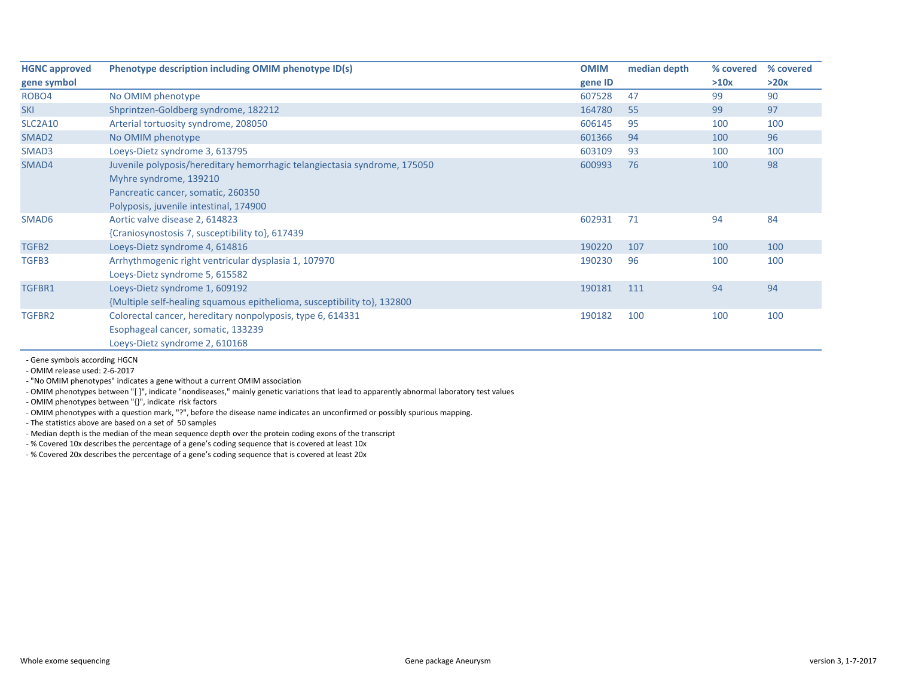| HGNC approved gene symbol | Phenotype description including OMIM phenotype ID(s) | OMIM gene ID | median depth | % covered >10x | % covered >20x |
|---|---|---|---|---|---|
| ROBO4 | No OMIM phenotype | 607528 | 47 | 99 | 90 |
| SKI | Shprintzen-Goldberg syndrome, 182212 | 164780 | 55 | 99 | 97 |
| SLC2A10 | Arterial tortuosity syndrome, 208050 | 606145 | 95 | 100 | 100 |
| SMAD2 | No OMIM phenotype | 601366 | 94 | 100 | 96 |
| SMAD3 | Loeys-Dietz syndrome 3, 613795 | 603109 | 93 | 100 | 100 |
| SMAD4 | Juvenile polyposis/hereditary hemorrhagic telangiectasia syndrome, 175050<br>Myhre syndrome, 139210<br>Pancreatic cancer, somatic, 260350<br>Polyposis, juvenile intestinal, 174900 | 600993 | 76 | 100 | 98 |
| SMAD6 | Aortic valve disease 2, 614823<br>{Craniosynostosis 7, susceptibility to}, 617439 | 602931 | 71 | 94 | 84 |
| TGFB2 | Loeys-Dietz syndrome 4, 614816 | 190220 | 107 | 100 | 100 |
| TGFB3 | Arrhythmogenic right ventricular dysplasia 1, 107970<br>Loeys-Dietz syndrome 5, 615582 | 190230 | 96 | 100 | 100 |
| TGFBR1 | Loeys-Dietz syndrome 1, 609192<br>{Multiple self-healing squamous epithelioma, susceptibility to}, 132800 | 190181 | 111 | 94 | 94 |
| TGFBR2 | Colorectal cancer, hereditary nonpolyposis, type 6, 614331<br>Esophageal cancer, somatic, 133239<br>Loeys-Dietz syndrome 2, 610168 | 190182 | 100 | 100 | 100 |

- Gene symbols according HGCN
- OMIM release used: 2-6-2017
- "No OMIM phenotypes" indicates a gene without a current OMIM association
- OMIM phenotypes between "[ ]", indicate "nondiseases," mainly genetic variations that lead to apparently abnormal laboratory test values
- OMIM phenotypes between "{}", indicate risk factors
- OMIM phenotypes with a question mark, "?", before the disease name indicates an unconfirmed or possibly spurious mapping.
- The statistics above are based on a set of 50 samples
- Median depth is the median of the mean sequence depth over the protein coding exons of the transcript
- % Covered 10x describes the percentage of a gene's coding sequence that is covered at least 10x
- % Covered 20x describes the percentage of a gene's coding sequence that is covered at least 20x